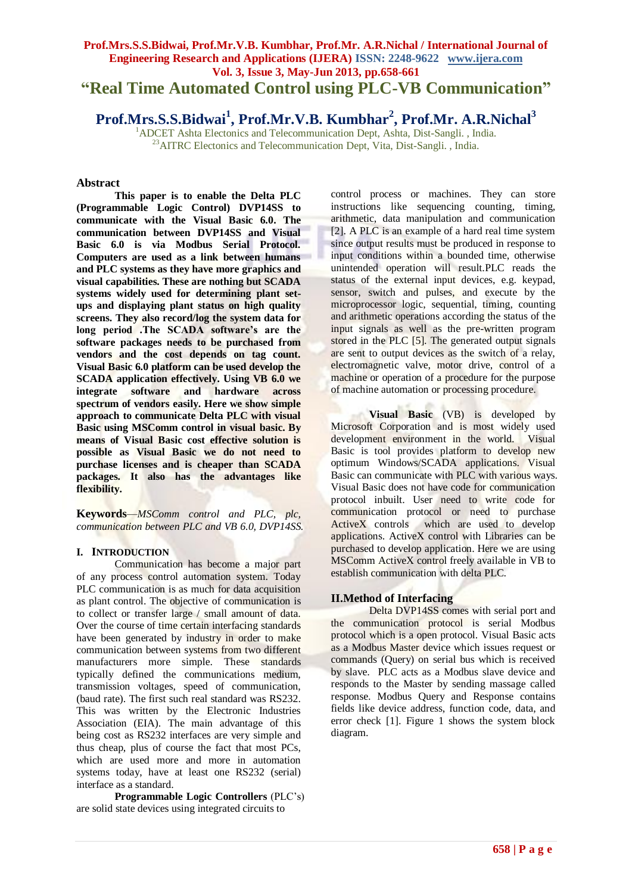# "Real Time Automated Control using PLC-VB Communication"

**Prof.Mrs.S.S.Bidwai[1], Prof.Mr.V.B. Kumbhar[2], Prof.Mr. A.R.Nichal[3]**

[1]ADCET Ashta Electonics and Telecommunication Dept, Ashta, Dist-Sangli. , India.
[23]AITRC Electonics and Telecommunication Dept, Vita, Dist-Sangli. , India.

## Abstract

**This paper is to enable the Delta PLC (Programmable Logic Control) DVP14SS to communicate with the Visual Basic 6.0. The communication between DVP14SS and Visual Basic 6.0 is via Modbus Serial Protocol. Computers are used as a link between humans and PLC systems as they have more graphics and visual capabilities. These are nothing but SCADA systems widely used for determining plant set-ups and displaying plant status on high quality screens. They also record/log the system data for long period .The SCADA software's are the software packages needs to be purchased from vendors and the cost depends on tag count. Visual Basic 6.0 platform can be used develop the SCADA application effectively. Using VB 6.0 we integrate software and hardware across spectrum of vendors easily. Here we show simple approach to communicate Delta PLC with visual Basic using MSComm control in visual basic. By means of Visual Basic cost effective solution is possible as Visual Basic we do not need to purchase licenses and is cheaper than SCADA packages. It also has the advantages like flexibility.**

**Keywords**—*MSComm control and PLC, plc, communication between PLC and VB 6.0, DVP14SS.*

## I. INTRODUCTION

Communication has become a major part of any process control automation system. Today PLC communication is as much for data acquisition as plant control. The objective of communication is to collect or transfer large / small amount of data. Over the course of time certain interfacing standards have been generated by industry in order to make communication between systems from two different manufacturers more simple. These standards typically defined the communications medium, transmission voltages, speed of communication, (baud rate). The first such real standard was RS232. This was written by the Electronic Industries Association (EIA). The main advantage of this being cost as RS232 interfaces are very simple and thus cheap, plus of course the fact that most PCs, which are used more and more in automation systems today, have at least one RS232 (serial) interface as a standard.

**Programmable Logic Controllers** (PLC's) are solid state devices using integrated circuits to control process or machines. They can store instructions like sequencing counting, timing, arithmetic, data manipulation and communication [2]. A PLC is an example of a hard real time system since output results must be produced in response to input conditions within a bounded time, otherwise unintended operation will result.PLC reads the status of the external input devices, e.g. keypad, sensor, switch and pulses, and execute by the microprocessor logic, sequential, timing, counting and arithmetic operations according the status of the input signals as well as the pre-written program stored in the PLC [5]. The generated output signals are sent to output devices as the switch of a relay, electromagnetic valve, motor drive, control of a machine or operation of a procedure for the purpose of machine automation or processing procedure.

**Visual Basic** (VB) is developed by Microsoft Corporation and is most widely used development environment in the world. Visual Basic is tool provides platform to develop new optimum Windows/SCADA applications. Visual Basic can communicate with PLC with various ways. Visual Basic does not have code for communication protocol inbuilt. User need to write code for communication protocol or need to purchase ActiveX controls which are used to develop applications. ActiveX control with Libraries can be purchased to develop application. Here we are using MSComm ActiveX control freely available in VB to establish communication with delta PLC.

## II.Method of Interfacing

Delta DVP14SS comes with serial port and the communication protocol is serial Modbus protocol which is a open protocol. Visual Basic acts as a Modbus Master device which issues request or commands (Query) on serial bus which is received by slave. PLC acts as a Modbus slave device and responds to the Master by sending massage called response. Modbus Query and Response contains fields like device address, function code, data, and error check [1]. Figure 1 shows the system block diagram.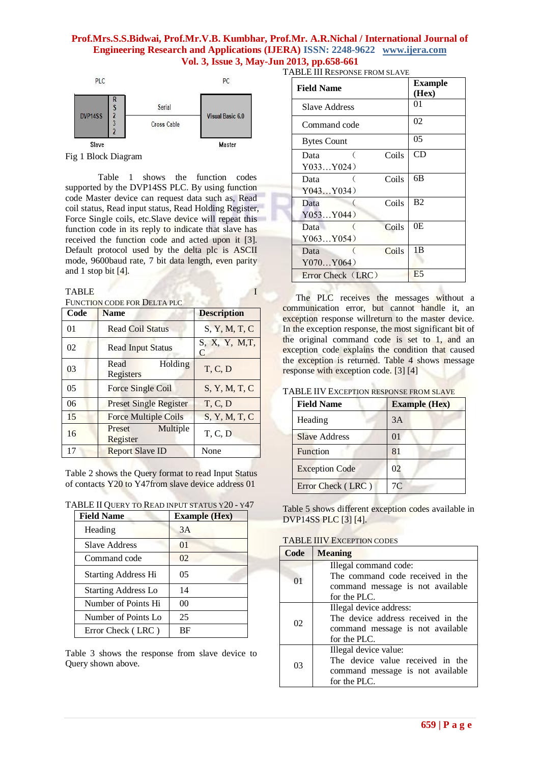PLC PC

| DVP14SS | RS232 | Serial Cross Cable | Visual Basic 6.0 |
|---|---|---|---|
| Slave | | | Master |

Fig 1 Block Diagram

Table 1 shows the function codes supported by the DVP14SS PLC. By using function code Master device can request data such as, Read coil status, Read input status, Read Holding Register, Force Single coils, etc.Slave device will repeat this function code in its reply to indicate that slave has received the function code and acted upon it [3]. Default protocol used by the delta plc is ASCII mode, 9600baud rate, 7 bit data length, even parity and 1 stop bit [4].

TABLE I
FUNCTION CODE FOR DELTA PLC

| Code | Name | Description |
|---|---|---|
| 01 | Read Coil Status | S, Y, M, T, C |
| 02 | Read Input Status | S, X, Y, M,T, C |
| 03 | Read Holding Registers | T, C, D |
| 05 | Force Single Coil | S, Y, M, T, C |
| 06 | Preset Single Register | T, C, D |
| 15 | Force Multiple Coils | S, Y, M, T, C |
| 16 | Preset Multiple Register | T, C, D |
| 17 | Report Slave ID | None |

Table 2 shows the Query format to read Input Status of contacts Y20 to Y47from slave device address 01

TABLE II QUERY TO READ INPUT STATUS Y20 - Y47

| Field Name | Example (Hex) |
|---|---|
| Heading | 3A |
| Slave Address | 01 |
| Command code | 02 |
| Starting Address Hi | 05 |
| Starting Address Lo | 14 |
| Number of Points Hi | 00 |
| Number of Points Lo | 25 |
| Error Check ( LRC ) | BF |

Table 3 shows the response from slave device to Query shown above.

TABLE III RESPONSE FROM SLAVE

| Field Name | Example (Hex) |
|---|---|
| Slave Address | 01 |
| Command code | 02 |
| Bytes Count | 05 |
| Data （ Coils Y033…Y024） | CD |
| Data （ Coils Y043…Y034） | 6B |
| Data （ Coils Y053…Y044） | B2 |
| Data （ Coils Y063…Y054） | 0E |
| Data （ Coils Y070…Y064） | 1B |
| Error Check（LRC） | E5 |

The PLC receives the messages without a communication error, but cannot handle it, an exception response willreturn to the master device. In the exception response, the most significant bit of the original command code is set to 1, and an exception code explains the condition that caused the exception is returned. Table 4 shows message response with exception code. [3] [4]

TABLE IIV EXCEPTION RESPONSE FROM SLAVE

| Field Name | Example (Hex) |
|---|---|
| Heading | 3A |
| Slave Address | 01 |
| Function | 81 |
| Exception Code | 02 |
| Error Check ( LRC ) | 7C |

Table 5 shows different exception codes available in DVP14SS PLC [3] [4].

TABLE IIIV EXCEPTION CODES

| Code | Meaning |
|---|---|
| 01 | Illegal command code: The command code received in the command message is not available for the PLC. |
| 02 | Illegal device address: The device address received in the command message is not available for the PLC. |
| 03 | Illegal device value: The device value received in the command message is not available for the PLC. |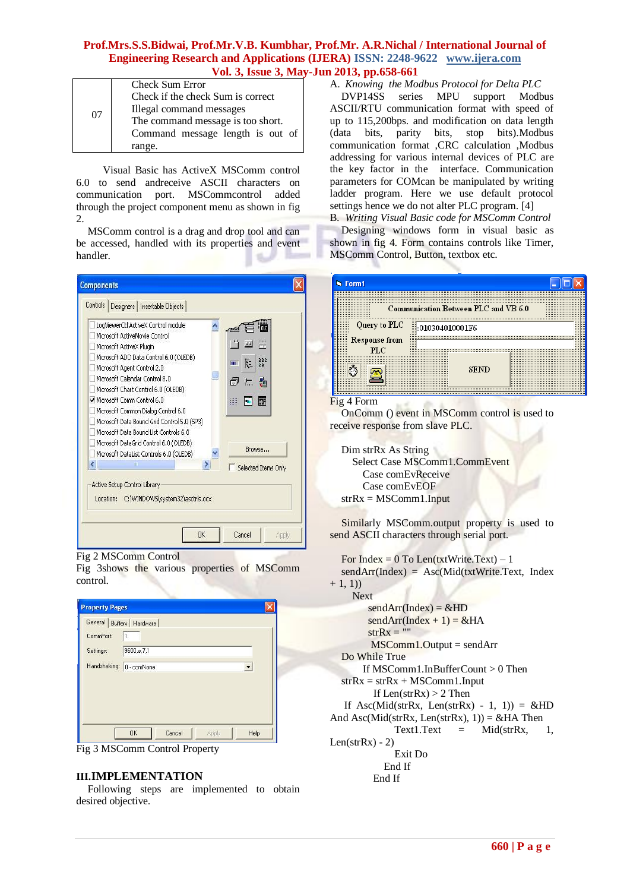| 07 | Check Sum Error<br>Check if the check Sum is correct<br>Illegal command messages<br>The command message is too short.<br>Command message length is out of range. |
|---|---|

Visual Basic has ActiveX MSComm control 6.0 to send andreceive ASCII characters on communication port. MSCommcontrol added through the project component menu as shown in fig 2.

MSComm control is a drag and drop tool and can be accessed, handled with its properties and event handler.

Fig 2 MSComm Control

Fig 3shows the various properties of MSComm control.

Fig 3 MSComm Control Property

## III.IMPLEMENTATION

Following steps are implemented to obtain desired objective.

A. *Knowing the Modbus Protocol for Delta PLC*

DVP14SS series MPU support Modbus ASCII/RTU communication format with speed of up to 115,200bps. and modification on data length (data bits, parity bits, stop bits).Modbus communication format ,CRC calculation ,Modbus addressing for various internal devices of PLC are the key factor in the interface. Communication parameters for COMcan be manipulated by writing ladder program. Here we use default protocol settings hence we do not alter PLC program. [4]

B. *Writing Visual Basic code for MSComm Control*

Designing windows form in visual basic as shown in fig 4. Form contains controls like Timer, MSComm Control, Button, textbox etc.

Fig 4 Form

OnComm () event in MSComm control is used to receive response from slave PLC.

```
Dim strRx As String
    Select Case MSComm1.CommEvent
        Case comEvReceive
        Case comEvEOF
strRx = MSComm1.Input
```

Similarly MSComm.output property is used to send ASCII characters through serial port.

```
For Index = 0 To Len(txtWrite.Text) – 1
sendArr(Index) = Asc(Mid(txtWrite.Text, Index + 1, 1))
    Next
        sendArr(Index) = &HD
        sendArr(Index + 1) = &HA
        strRx = ""
        MSComm1.Output = sendArr
Do While True
        If MSComm1.InBufferCount > 0 Then
strRx = strRx + MSComm1.Input
        If Len(strRx) > 2 Then
    If Asc(Mid(strRx, Len(strRx) - 1, 1)) = &HD And Asc(Mid(strRx, Len(strRx), 1)) = &HA Then
            Text1.Text = Mid(strRx, 1, Len(strRx) - 2)
            Exit Do
        End If
    End If
```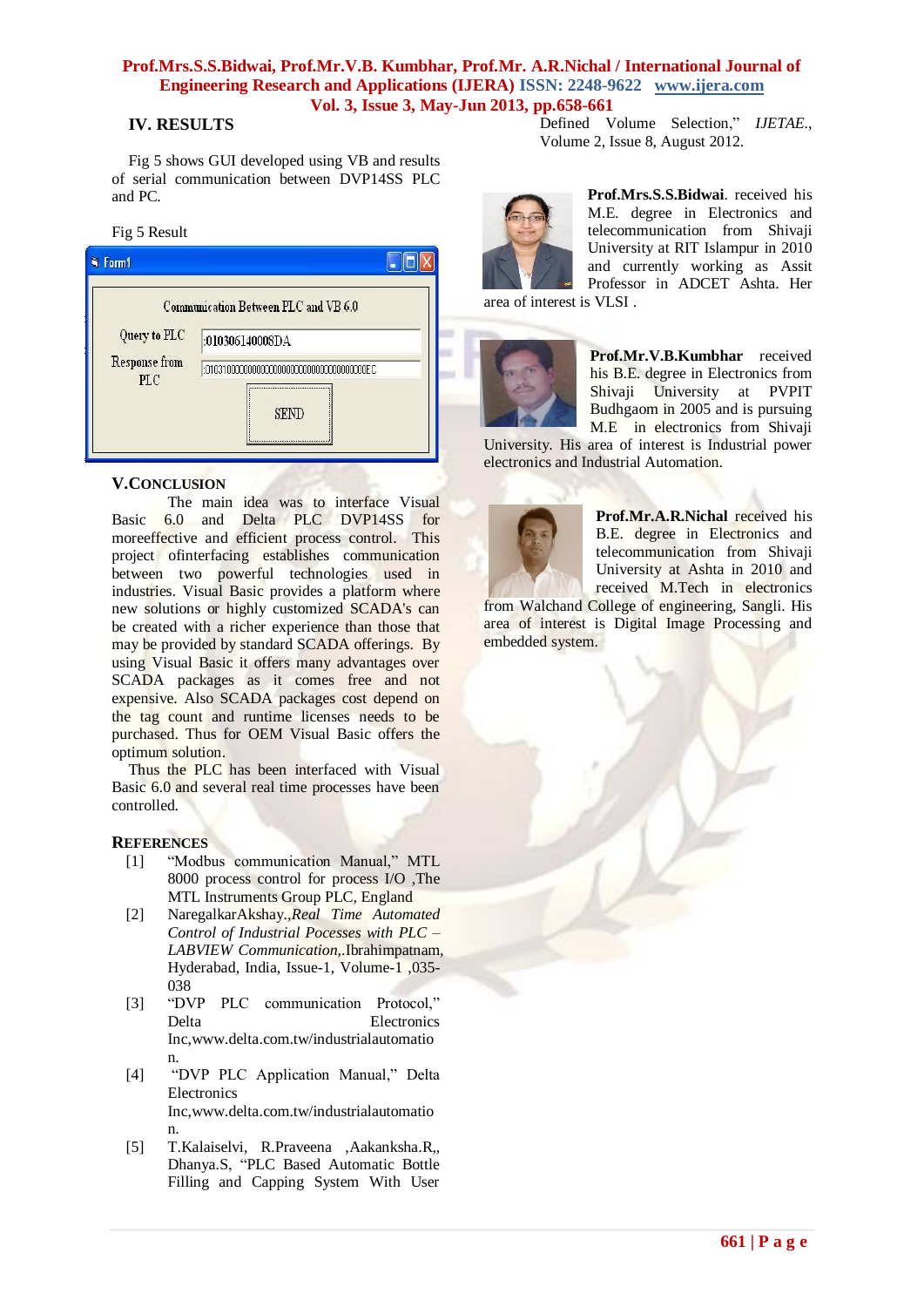## IV. RESULTS

Fig 5 shows GUI developed using VB and results of serial communication between DVP14SS PLC and PC.

Fig 5 Result

Form1

Communication Between PLC and VB 6.0

Query to PLC :010306140008DA

Response from PLC :010310000000000000000000000000000000000EC

SEND

## V. CONCLUSION

The main idea was to interface Visual Basic 6.0 and Delta PLC DVP14SS for moreeffective and efficient process control. This project ofinterfacing establishes communication between two powerful technologies used in industries. Visual Basic provides a platform where new solutions or highly customized SCADA's can be created with a richer experience than those that may be provided by standard SCADA offerings. By using Visual Basic it offers many advantages over SCADA packages as it comes free and not expensive. Also SCADA packages cost depend on the tag count and runtime licenses needs to be purchased. Thus for OEM Visual Basic offers the optimum solution.

Thus the PLC has been interfaced with Visual Basic 6.0 and several real time processes have been controlled.

## REFERENCES

[1] "Modbus communication Manual," MTL 8000 process control for process I/O ,The MTL Instruments Group PLC, England

[2] NaregalkarAkshay.,*Real Time Automated Control of Industrial Processes with PLC – LABVIEW Communication*,.Ibrahimpatnam, Hyderabad, India, Issue-1, Volume-1 ,035-038

[3] "DVP PLC communication Protocol," Delta Electronics Inc,www.delta.com.tw/industrialautomation.

[4] "DVP PLC Application Manual," Delta Electronics Inc,www.delta.com.tw/industrialautomation.

[5] T.Kalaiselvi, R.Praveena ,Aakanksha.R,, Dhanya.S, "PLC Based Automatic Bottle Filling and Capping System With User Defined Volume Selection," *IJETAE.*, Volume 2, Issue 8, August 2012.

**Prof.Mrs.S.S.Bidwai**. received his M.E. degree in Electronics and telecommunication from Shivaji University at RIT Islampur in 2010 and currently working as Assit Professor in ADCET Ashta. Her area of interest is VLSI .

**Prof.Mr.V.B.Kumbhar** received his B.E. degree in Electronics from Shivaji University at PVPIT Budhgaom in 2005 and is pursuing M.E in electronics from Shivaji University. His area of interest is Industrial power electronics and Industrial Automation.

**Prof.Mr.A.R.Nichal** received his B.E. degree in Electronics and telecommunication from Shivaji University at Ashta in 2010 and received M.Tech in electronics from Walchand College of engineering, Sangli. His area of interest is Digital Image Processing and embedded system.